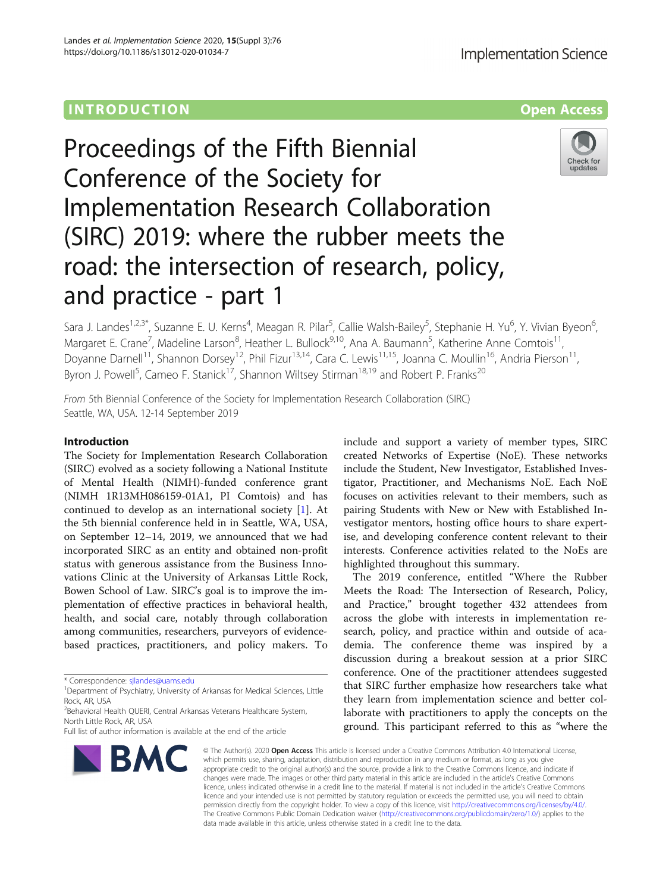INTRODUCTION **Open Access**

# Proceedings of the Fifth Biennial Conference of the Society for Implementation Research Collaboration (SIRC) 2019: where the rubber meets the road: the intersection of research, policy, and practice - part 1

Sara J. Landes[1,2,3*], Suzanne E. U. Kerns[4], Meagan R. Pilar[5], Callie Walsh-Bailey[5], Stephanie H. Yu[6], Y. Vivian Byeon[6], Margaret E. Crane[7], Madeline Larson[8], Heather L. Bullock[9,10], Ana A. Baumann[5], Katherine Anne Comtois[11], Doyanne Darnell[11], Shannon Dorsey[12], Phil Fizur[13,14], Cara C. Lewis[11,15], Joanna C. Moullin[16], Andria Pierson[11], Byron J. Powell[5], Cameo F. Stanick[17], Shannon Wiltsey Stirman[18,19] and Robert P. Franks[20]

*From* 5th Biennial Conference of the Society for Implementation Research Collaboration (SIRC)
Seattle, WA, USA. 12-14 September 2019

## Introduction

The Society for Implementation Research Collaboration (SIRC) evolved as a society following a National Institute of Mental Health (NIMH)-funded conference grant (NIMH 1R13MH086159-01A1, PI Comtois) and has continued to develop as an international society [1]. At the 5th biennial conference held in in Seattle, WA, USA, on September 12–14, 2019, we announced that we had incorporated SIRC as an entity and obtained non-profit status with generous assistance from the Business Innovations Clinic at the University of Arkansas Little Rock, Bowen School of Law. SIRC's goal is to improve the implementation of effective practices in behavioral health, health, and social care, notably through collaboration among communities, researchers, purveyors of evidence-based practices, practitioners, and policy makers. To include and support a variety of member types, SIRC created Networks of Expertise (NoE). These networks include the Student, New Investigator, Established Investigator, Practitioner, and Mechanisms NoE. Each NoE focuses on activities relevant to their members, such as pairing Students with New or New with Established Investigator mentors, hosting office hours to share expertise, and developing conference content relevant to their interests. Conference activities related to the NoEs are highlighted throughout this summary.

The 2019 conference, entitled "Where the Rubber Meets the Road: The Intersection of Research, Policy, and Practice," brought together 432 attendees from across the globe with interests in implementation research, policy, and practice within and outside of academia. The conference theme was inspired by a discussion during a breakout session at a prior SIRC conference. One of the practitioner attendees suggested that SIRC further emphasize how researchers take what they learn from implementation science and better collaborate with practitioners to apply the concepts on the ground. This participant referred to this as "where the

\* Correspondence: sjlandes@uams.edu
[1]Department of Psychiatry, University of Arkansas for Medical Sciences, Little Rock, AR, USA
[2]Behavioral Health QUERI, Central Arkansas Veterans Healthcare System, North Little Rock, AR, USA
Full list of author information is available at the end of the article

© The Author(s). 2020 **Open Access** This article is licensed under a Creative Commons Attribution 4.0 International License, which permits use, sharing, adaptation, distribution and reproduction in any medium or format, as long as you give appropriate credit to the original author(s) and the source, provide a link to the Creative Commons licence, and indicate if changes were made. The images or other third party material in this article are included in the article's Creative Commons licence, unless indicated otherwise in a credit line to the material. If material is not included in the article's Creative Commons licence and your intended use is not permitted by statutory regulation or exceeds the permitted use, you will need to obtain permission directly from the copyright holder. To view a copy of this licence, visit http://creativecommons.org/licenses/by/4.0/. The Creative Commons Public Domain Dedication waiver (http://creativecommons.org/publicdomain/zero/1.0/) applies to the data made available in this article, unless otherwise stated in a credit line to the data.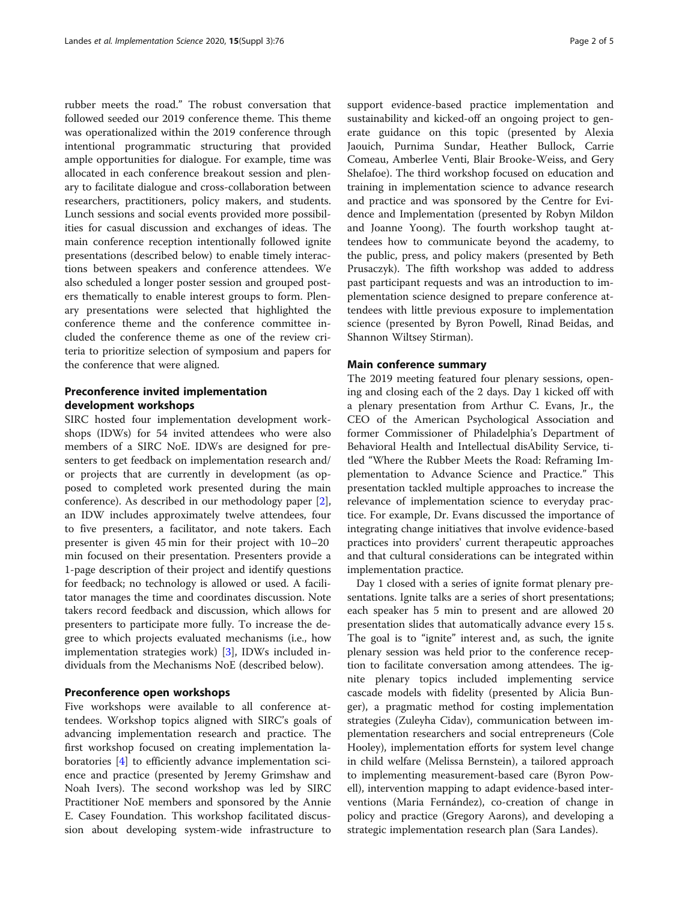rubber meets the road." The robust conversation that followed seeded our 2019 conference theme. This theme was operationalized within the 2019 conference through intentional programmatic structuring that provided ample opportunities for dialogue. For example, time was allocated in each conference breakout session and plenary to facilitate dialogue and cross-collaboration between researchers, practitioners, policy makers, and students. Lunch sessions and social events provided more possibilities for casual discussion and exchanges of ideas. The main conference reception intentionally followed ignite presentations (described below) to enable timely interactions between speakers and conference attendees. We also scheduled a longer poster session and grouped posters thematically to enable interest groups to form. Plenary presentations were selected that highlighted the conference theme and the conference committee included the conference theme as one of the review criteria to prioritize selection of symposium and papers for the conference that were aligned.

## Preconference invited implementation development workshops

SIRC hosted four implementation development workshops (IDWs) for 54 invited attendees who were also members of a SIRC NoE. IDWs are designed for presenters to get feedback on implementation research and/or projects that are currently in development (as opposed to completed work presented during the main conference). As described in our methodology paper [2], an IDW includes approximately twelve attendees, four to five presenters, a facilitator, and note takers. Each presenter is given 45 min for their project with 10–20 min focused on their presentation. Presenters provide a 1-page description of their project and identify questions for feedback; no technology is allowed or used. A facilitator manages the time and coordinates discussion. Note takers record feedback and discussion, which allows for presenters to participate more fully. To increase the degree to which projects evaluated mechanisms (i.e., how implementation strategies work) [3], IDWs included individuals from the Mechanisms NoE (described below).

## Preconference open workshops

Five workshops were available to all conference attendees. Workshop topics aligned with SIRC's goals of advancing implementation research and practice. The first workshop focused on creating implementation laboratories [4] to efficiently advance implementation science and practice (presented by Jeremy Grimshaw and Noah Ivers). The second workshop was led by SIRC Practitioner NoE members and sponsored by the Annie E. Casey Foundation. This workshop facilitated discussion about developing system-wide infrastructure to support evidence-based practice implementation and sustainability and kicked-off an ongoing project to generate guidance on this topic (presented by Alexia Jaouich, Purnima Sundar, Heather Bullock, Carrie Comeau, Amberlee Venti, Blair Brooke-Weiss, and Gery Shelafoe). The third workshop focused on education and training in implementation science to advance research and practice and was sponsored by the Centre for Evidence and Implementation (presented by Robyn Mildon and Joanne Yoong). The fourth workshop taught attendees how to communicate beyond the academy, to the public, press, and policy makers (presented by Beth Prusaczyk). The fifth workshop was added to address past participant requests and was an introduction to implementation science designed to prepare conference attendees with little previous exposure to implementation science (presented by Byron Powell, Rinad Beidas, and Shannon Wiltsey Stirman).

## Main conference summary

The 2019 meeting featured four plenary sessions, opening and closing each of the 2 days. Day 1 kicked off with a plenary presentation from Arthur C. Evans, Jr., the CEO of the American Psychological Association and former Commissioner of Philadelphia's Department of Behavioral Health and Intellectual disAbility Service, titled "Where the Rubber Meets the Road: Reframing Implementation to Advance Science and Practice." This presentation tackled multiple approaches to increase the relevance of implementation science to everyday practice. For example, Dr. Evans discussed the importance of integrating change initiatives that involve evidence-based practices into providers' current therapeutic approaches and that cultural considerations can be integrated within implementation practice.

Day 1 closed with a series of ignite format plenary presentations. Ignite talks are a series of short presentations; each speaker has 5 min to present and are allowed 20 presentation slides that automatically advance every 15 s. The goal is to "ignite" interest and, as such, the ignite plenary session was held prior to the conference reception to facilitate conversation among attendees. The ignite plenary topics included implementing service cascade models with fidelity (presented by Alicia Bunger), a pragmatic method for costing implementation strategies (Zuleyha Cidav), communication between implementation researchers and social entrepreneurs (Cole Hooley), implementation efforts for system level change in child welfare (Melissa Bernstein), a tailored approach to implementing measurement-based care (Byron Powell), intervention mapping to adapt evidence-based interventions (Maria Fernández), co-creation of change in policy and practice (Gregory Aarons), and developing a strategic implementation research plan (Sara Landes).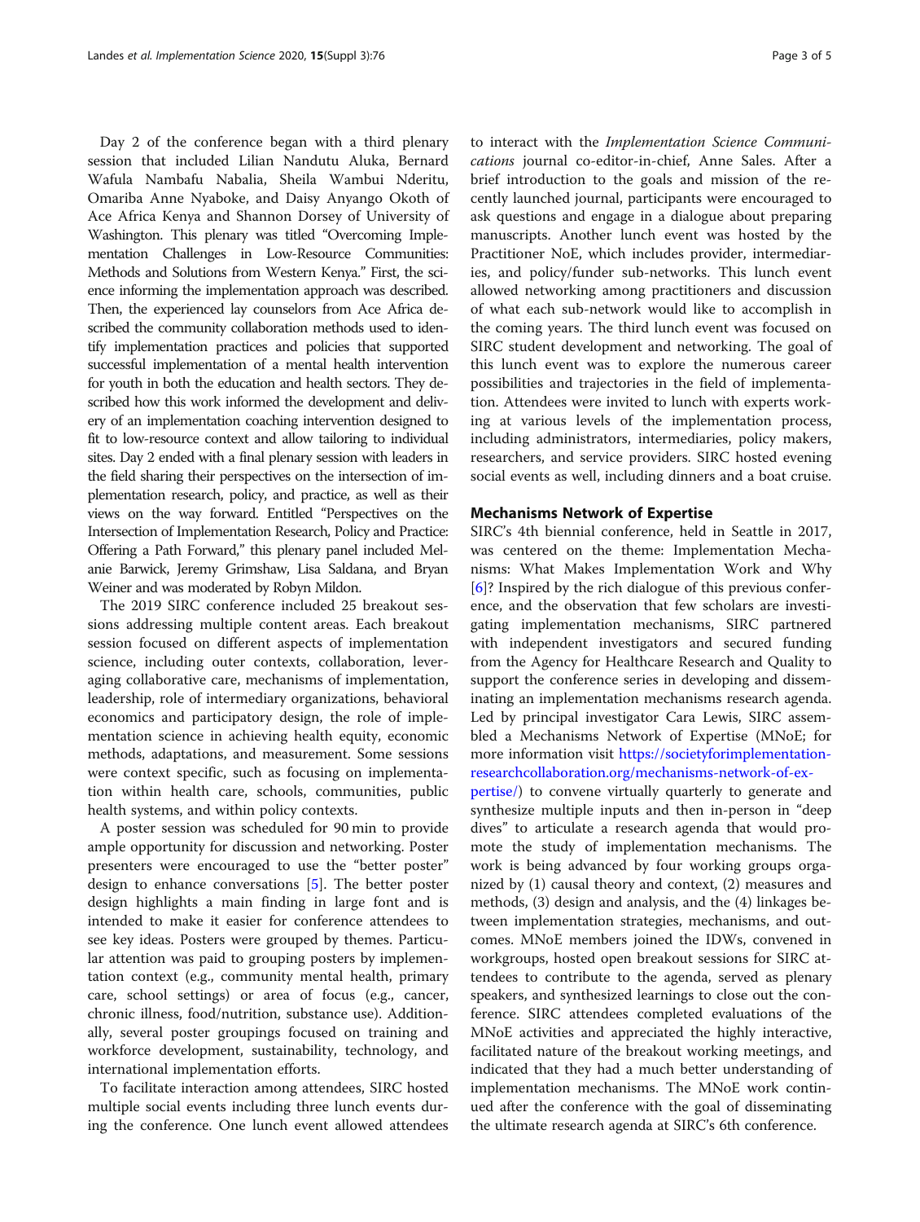Day 2 of the conference began with a third plenary session that included Lilian Nandutu Aluka, Bernard Wafula Nambafu Nabalia, Sheila Wambui Nderitu, Omariba Anne Nyaboke, and Daisy Anyango Okoth of Ace Africa Kenya and Shannon Dorsey of University of Washington. This plenary was titled "Overcoming Implementation Challenges in Low-Resource Communities: Methods and Solutions from Western Kenya." First, the science informing the implementation approach was described. Then, the experienced lay counselors from Ace Africa described the community collaboration methods used to identify implementation practices and policies that supported successful implementation of a mental health intervention for youth in both the education and health sectors. They described how this work informed the development and delivery of an implementation coaching intervention designed to fit to low-resource context and allow tailoring to individual sites. Day 2 ended with a final plenary session with leaders in the field sharing their perspectives on the intersection of implementation research, policy, and practice, as well as their views on the way forward. Entitled "Perspectives on the Intersection of Implementation Research, Policy and Practice: Offering a Path Forward," this plenary panel included Melanie Barwick, Jeremy Grimshaw, Lisa Saldana, and Bryan Weiner and was moderated by Robyn Mildon.

The 2019 SIRC conference included 25 breakout sessions addressing multiple content areas. Each breakout session focused on different aspects of implementation science, including outer contexts, collaboration, leveraging collaborative care, mechanisms of implementation, leadership, role of intermediary organizations, behavioral economics and participatory design, the role of implementation science in achieving health equity, economic methods, adaptations, and measurement. Some sessions were context specific, such as focusing on implementation within health care, schools, communities, public health systems, and within policy contexts.

A poster session was scheduled for 90 min to provide ample opportunity for discussion and networking. Poster presenters were encouraged to use the "better poster" design to enhance conversations [5]. The better poster design highlights a main finding in large font and is intended to make it easier for conference attendees to see key ideas. Posters were grouped by themes. Particular attention was paid to grouping posters by implementation context (e.g., community mental health, primary care, school settings) or area of focus (e.g., cancer, chronic illness, food/nutrition, substance use). Additionally, several poster groupings focused on training and workforce development, sustainability, technology, and international implementation efforts.

To facilitate interaction among attendees, SIRC hosted multiple social events including three lunch events during the conference. One lunch event allowed attendees to interact with the *Implementation Science Communications* journal co-editor-in-chief, Anne Sales. After a brief introduction to the goals and mission of the recently launched journal, participants were encouraged to ask questions and engage in a dialogue about preparing manuscripts. Another lunch event was hosted by the Practitioner NoE, which includes provider, intermediaries, and policy/funder sub-networks. This lunch event allowed networking among practitioners and discussion of what each sub-network would like to accomplish in the coming years. The third lunch event was focused on SIRC student development and networking. The goal of this lunch event was to explore the numerous career possibilities and trajectories in the field of implementation. Attendees were invited to lunch with experts working at various levels of the implementation process, including administrators, intermediaries, policy makers, researchers, and service providers. SIRC hosted evening social events as well, including dinners and a boat cruise.

## Mechanisms Network of Expertise

SIRC's 4th biennial conference, held in Seattle in 2017, was centered on the theme: Implementation Mechanisms: What Makes Implementation Work and Why [6]? Inspired by the rich dialogue of this previous conference, and the observation that few scholars are investigating implementation mechanisms, SIRC partnered with independent investigators and secured funding from the Agency for Healthcare Research and Quality to support the conference series in developing and disseminating an implementation mechanisms research agenda. Led by principal investigator Cara Lewis, SIRC assembled a Mechanisms Network of Expertise (MNoE; for more information visit https://societyforimplementationresearchcollaboration.org/mechanisms-network-of-expertise/) to convene virtually quarterly to generate and synthesize multiple inputs and then in-person in "deep dives" to articulate a research agenda that would promote the study of implementation mechanisms. The work is being advanced by four working groups organized by (1) causal theory and context, (2) measures and methods, (3) design and analysis, and the (4) linkages between implementation strategies, mechanisms, and outcomes. MNoE members joined the IDWs, convened in workgroups, hosted open breakout sessions for SIRC attendees to contribute to the agenda, served as plenary speakers, and synthesized learnings to close out the conference. SIRC attendees completed evaluations of the MNoE activities and appreciated the highly interactive, facilitated nature of the breakout working meetings, and indicated that they had a much better understanding of implementation mechanisms. The MNoE work continued after the conference with the goal of disseminating the ultimate research agenda at SIRC's 6th conference.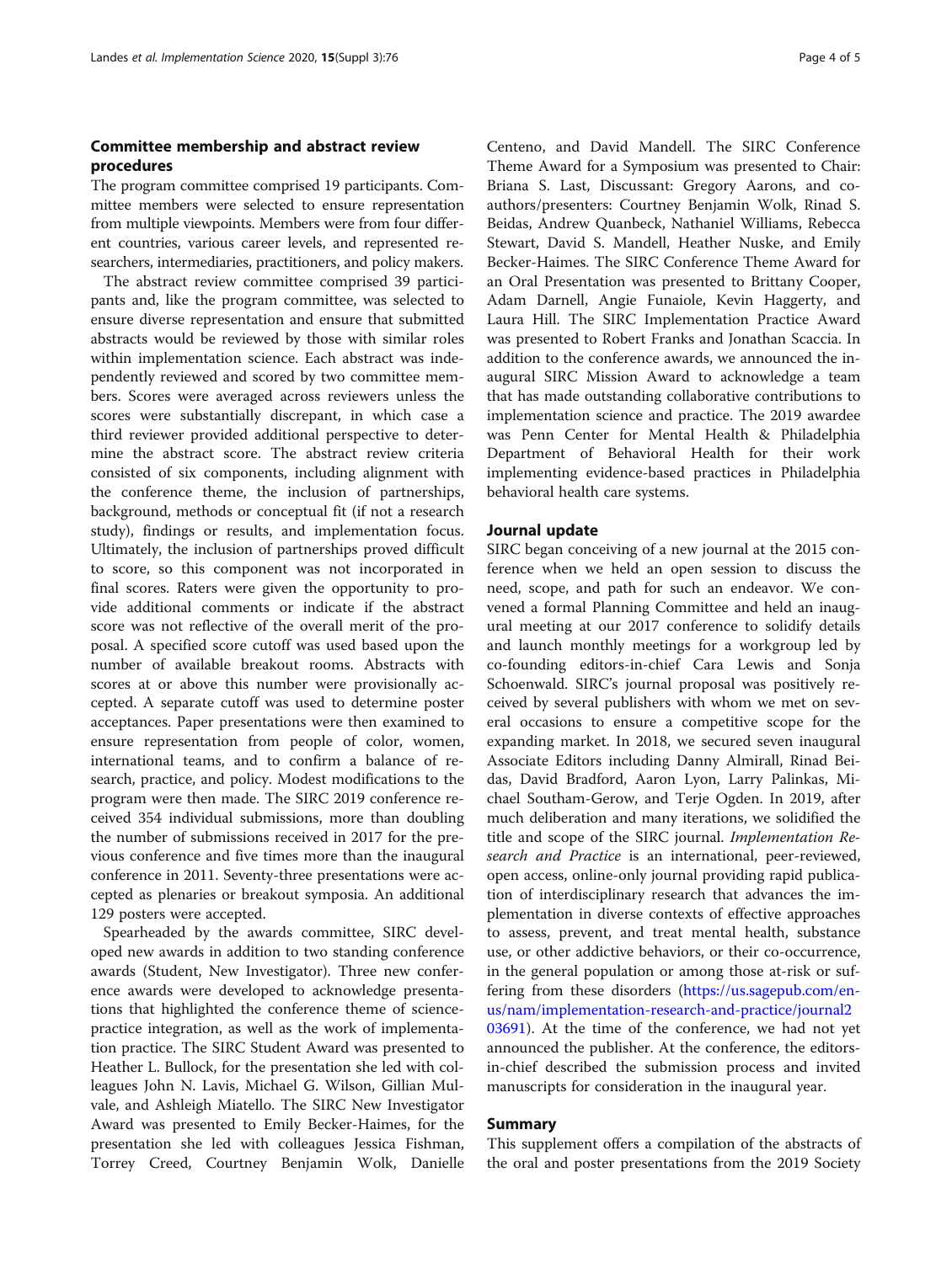## Committee membership and abstract review procedures

The program committee comprised 19 participants. Committee members were selected to ensure representation from multiple viewpoints. Members were from four different countries, various career levels, and represented researchers, intermediaries, practitioners, and policy makers.

The abstract review committee comprised 39 participants and, like the program committee, was selected to ensure diverse representation and ensure that submitted abstracts would be reviewed by those with similar roles within implementation science. Each abstract was independently reviewed and scored by two committee members. Scores were averaged across reviewers unless the scores were substantially discrepant, in which case a third reviewer provided additional perspective to determine the abstract score. The abstract review criteria consisted of six components, including alignment with the conference theme, the inclusion of partnerships, background, methods or conceptual fit (if not a research study), findings or results, and implementation focus. Ultimately, the inclusion of partnerships proved difficult to score, so this component was not incorporated in final scores. Raters were given the opportunity to provide additional comments or indicate if the abstract score was not reflective of the overall merit of the proposal. A specified score cutoff was used based upon the number of available breakout rooms. Abstracts with scores at or above this number were provisionally accepted. A separate cutoff was used to determine poster acceptances. Paper presentations were then examined to ensure representation from people of color, women, international teams, and to confirm a balance of research, practice, and policy. Modest modifications to the program were then made. The SIRC 2019 conference received 354 individual submissions, more than doubling the number of submissions received in 2017 for the previous conference and five times more than the inaugural conference in 2011. Seventy-three presentations were accepted as plenaries or breakout symposia. An additional 129 posters were accepted.

Spearheaded by the awards committee, SIRC developed new awards in addition to two standing conference awards (Student, New Investigator). Three new conference awards were developed to acknowledge presentations that highlighted the conference theme of science-practice integration, as well as the work of implementation practice. The SIRC Student Award was presented to Heather L. Bullock, for the presentation she led with colleagues John N. Lavis, Michael G. Wilson, Gillian Mulvale, and Ashleigh Miatello. The SIRC New Investigator Award was presented to Emily Becker-Haimes, for the presentation she led with colleagues Jessica Fishman, Torrey Creed, Courtney Benjamin Wolk, Danielle Centeno, and David Mandell. The SIRC Conference Theme Award for a Symposium was presented to Chair: Briana S. Last, Discussant: Gregory Aarons, and co-authors/presenters: Courtney Benjamin Wolk, Rinad S. Beidas, Andrew Quanbeck, Nathaniel Williams, Rebecca Stewart, David S. Mandell, Heather Nuske, and Emily Becker-Haimes. The SIRC Conference Theme Award for an Oral Presentation was presented to Brittany Cooper, Adam Darnell, Angie Funaiole, Kevin Haggerty, and Laura Hill. The SIRC Implementation Practice Award was presented to Robert Franks and Jonathan Scaccia. In addition to the conference awards, we announced the inaugural SIRC Mission Award to acknowledge a team that has made outstanding collaborative contributions to implementation science and practice. The 2019 awardee was Penn Center for Mental Health & Philadelphia Department of Behavioral Health for their work implementing evidence-based practices in Philadelphia behavioral health care systems.

## Journal update

SIRC began conceiving of a new journal at the 2015 conference when we held an open session to discuss the need, scope, and path for such an endeavor. We convened a formal Planning Committee and held an inaugural meeting at our 2017 conference to solidify details and launch monthly meetings for a workgroup led by co-founding editors-in-chief Cara Lewis and Sonja Schoenwald. SIRC's journal proposal was positively received by several publishers with whom we met on several occasions to ensure a competitive scope for the expanding market. In 2018, we secured seven inaugural Associate Editors including Danny Almirall, Rinad Beidas, David Bradford, Aaron Lyon, Larry Palinkas, Michael Southam-Gerow, and Terje Ogden. In 2019, after much deliberation and many iterations, we solidified the title and scope of the SIRC journal. *Implementation Research and Practice* is an international, peer-reviewed, open access, online-only journal providing rapid publication of interdisciplinary research that advances the implementation in diverse contexts of effective approaches to assess, prevent, and treat mental health, substance use, or other addictive behaviors, or their co-occurrence, in the general population or among those at-risk or suffering from these disorders (https://us.sagepub.com/en-us/nam/implementation-research-and-practice/journal203691). At the time of the conference, we had not yet announced the publisher. At the conference, the editors-in-chief described the submission process and invited manuscripts for consideration in the inaugural year.

## Summary

This supplement offers a compilation of the abstracts of the oral and poster presentations from the 2019 Society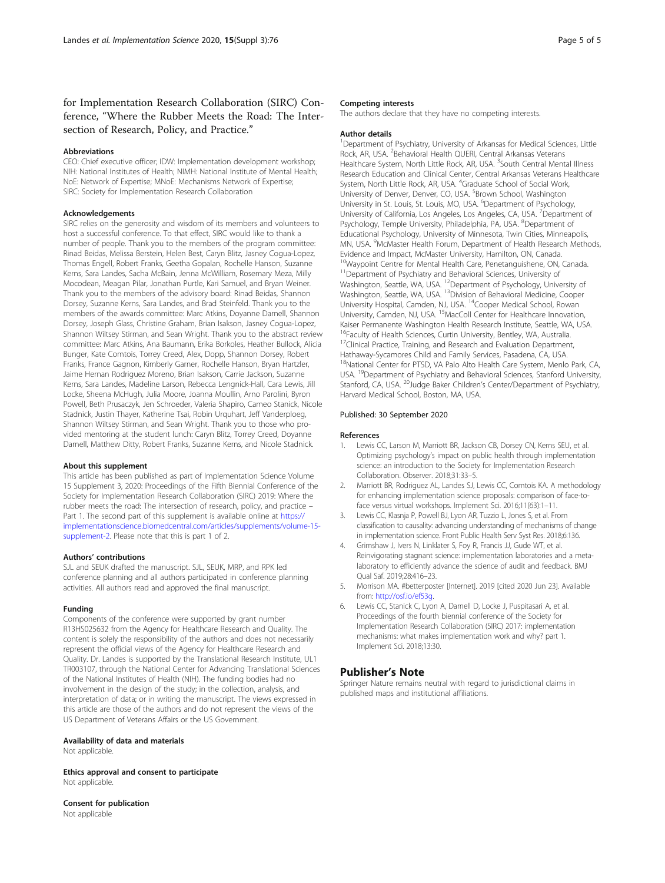for Implementation Research Collaboration (SIRC) Conference, "Where the Rubber Meets the Road: The Intersection of Research, Policy, and Practice."

### Abbreviations

CEO: Chief executive officer; IDW: Implementation development workshop; NIH: National Institutes of Health; NIMH: National Institute of Mental Health; NoE: Network of Expertise; MNoE: Mechanisms Network of Expertise; SIRC: Society for Implementation Research Collaboration

### Acknowledgements

SIRC relies on the generosity and wisdom of its members and volunteers to host a successful conference. To that effect, SIRC would like to thank a number of people. Thank you to the members of the program committee: Rinad Beidas, Melissa Berstein, Helen Best, Caryn Blitz, Jasney Cogua-Lopez, Thomas Engell, Robert Franks, Geetha Gopalan, Rochelle Hanson, Suzanne Kerns, Sara Landes, Sacha McBain, Jenna McWilliam, Rosemary Meza, Milly Mocodean, Meagan Pilar, Jonathan Purtle, Kari Samuel, and Bryan Weiner. Thank you to the members of the advisory board: Rinad Beidas, Shannon Dorsey, Suzanne Kerns, Sara Landes, and Brad Steinfeld. Thank you to the members of the awards committee: Marc Atkins, Doyanne Darnell, Shannon Dorsey, Joseph Glass, Christine Graham, Brian Isakson, Jasney Cogua-Lopez, Shannon Wiltsey Stirman, and Sean Wright. Thank you to the abstract review committee: Marc Atkins, Ana Baumann, Erika Borkoles, Heather Bullock, Alicia Bunger, Kate Comtois, Torrey Creed, Alex, Dopp, Shannon Dorsey, Robert Franks, France Gagnon, Kimberly Garner, Rochelle Hanson, Bryan Hartzler, Jaime Hernan Rodriguez Moreno, Brian Isakson, Carrie Jackson, Suzanne Kerns, Sara Landes, Madeline Larson, Rebecca Lengnick-Hall, Cara Lewis, Jill Locke, Sheena McHugh, Julia Moore, Joanna Moullin, Arno Parolini, Byron Powell, Beth Prusaczyk, Jen Schroeder, Valeria Shapiro, Cameo Stanick, Nicole Stadnick, Justin Thayer, Katherine Tsai, Robin Urquhart, Jeff Vanderploeg, Shannon Wiltsey Stirman, and Sean Wright. Thank you to those who provided mentoring at the student lunch: Caryn Blitz, Torrey Creed, Doyanne Darnell, Matthew Ditty, Robert Franks, Suzanne Kerns, and Nicole Stadnick.

### About this supplement

This article has been published as part of Implementation Science Volume 15 Supplement 3, 2020: Proceedings of the Fifth Biennial Conference of the Society for Implementation Research Collaboration (SIRC) 2019: Where the rubber meets the road: The intersection of research, policy, and practice – Part 1. The second part of this supplement is available online at https://implementationscience.biomedcentral.com/articles/supplements/volume-15-supplement-2. Please note that this is part 1 of 2.

### Authors' contributions

SJL and SEUK drafted the manuscript. SJL, SEUK, MRP, and RPK led conference planning and all authors participated in conference planning activities. All authors read and approved the final manuscript.

### Funding

Components of the conference were supported by grant number R13HS025632 from the Agency for Healthcare Research and Quality. The content is solely the responsibility of the authors and does not necessarily represent the official views of the Agency for Healthcare Research and Quality. Dr. Landes is supported by the Translational Research Institute, UL1 TR003107, through the National Center for Advancing Translational Sciences of the National Institutes of Health (NIH). The funding bodies had no involvement in the design of the study; in the collection, analysis, and interpretation of data; or in writing the manuscript. The views expressed in this article are those of the authors and do not represent the views of the US Department of Veterans Affairs or the US Government.

### Availability of data and materials

Not applicable.

### Ethics approval and consent to participate

Not applicable.

### Consent for publication

Not applicable

### Competing interests

The authors declare that they have no competing interests.

### Author details

[1]Department of Psychiatry, University of Arkansas for Medical Sciences, Little Rock, AR, USA. [2]Behavioral Health QUERI, Central Arkansas Veterans Healthcare System, North Little Rock, AR, USA. [3]South Central Mental Illness Research Education and Clinical Center, Central Arkansas Veterans Healthcare System, North Little Rock, AR, USA. [4]Graduate School of Social Work, University of Denver, Denver, CO, USA. [5]Brown School, Washington University in St. Louis, St. Louis, MO, USA. [6]Department of Psychology, University of California, Los Angeles, Los Angeles, CA, USA. [7]Department of Psychology, Temple University, Philadelphia, PA, USA. [8]Department of Educational Psychology, University of Minnesota, Twin Cities, Minneapolis, MN, USA. [9]McMaster Health Forum, Department of Health Research Methods, Evidence and Impact, McMaster University, Hamilton, ON, Canada. [10]Waypoint Centre for Mental Health Care, Penetanguishene, ON, Canada. [11]Department of Psychiatry and Behavioral Sciences, University of Washington, Seattle, WA, USA. [12]Department of Psychology, University of Washington, Seattle, WA, USA. [13]Division of Behavioral Medicine, Cooper University Hospital, Camden, NJ, USA. [14]Cooper Medical School, Rowan University, Camden, NJ, USA. [15]MacColl Center for Healthcare Innovation, Kaiser Permanente Washington Health Research Institute, Seattle, WA, USA. [16]Faculty of Health Sciences, Curtin University, Bentley, WA, Australia. [17]Clinical Practice, Training, and Research and Evaluation Department, Hathaway-Sycamores Child and Family Services, Pasadena, CA, USA. [18]National Center for PTSD, VA Palo Alto Health Care System, Menlo Park, CA, USA. [19]Department of Psychiatry and Behavioral Sciences, Stanford University, Stanford, CA, USA. [20]Judge Baker Children's Center/Department of Psychiatry, Harvard Medical School, Boston, MA, USA.

Published: 30 September 2020

### References

1. Lewis CC, Larson M, Marriott BR, Jackson CB, Dorsey CN, Kerns SEU, et al. Optimizing psychology's impact on public health through implementation science: an introduction to the Society for Implementation Research Collaboration. Observer. 2018;31:33–5.
2. Marriott BR, Rodriguez AL, Landes SJ, Lewis CC, Comtois KA. A methodology for enhancing implementation science proposals: comparison of face-to-face versus virtual workshops. Implement Sci. 2016;11(63):1–11.
3. Lewis CC, Klasnja P, Powell BJ, Lyon AR, Tuzzio L, Jones S, et al. From classification to causality: advancing understanding of mechanisms of change in implementation science. Front Public Health Serv Syst Res. 2018;6:136.
4. Grimshaw J, Ivers N, Linklater S, Foy R, Francis JJ, Gude WT, et al. Reinvigorating stagnant science: implementation laboratories and a meta-laboratory to efficiently advance the science of audit and feedback. BMJ Qual Saf. 2019;28:416–23.
5. Morrison MA. #betterposter [Internet]. 2019 [cited 2020 Jun 23]. Available from: http://osf.io/ef53g.
6. Lewis CC, Stanick C, Lyon A, Darnell D, Locke J, Puspitasari A, et al. Proceedings of the fourth biennial conference of the Society for Implementation Research Collaboration (SIRC) 2017: implementation mechanisms: what makes implementation work and why? part 1. Implement Sci. 2018;13:30.

## Publisher's Note

Springer Nature remains neutral with regard to jurisdictional claims in published maps and institutional affiliations.